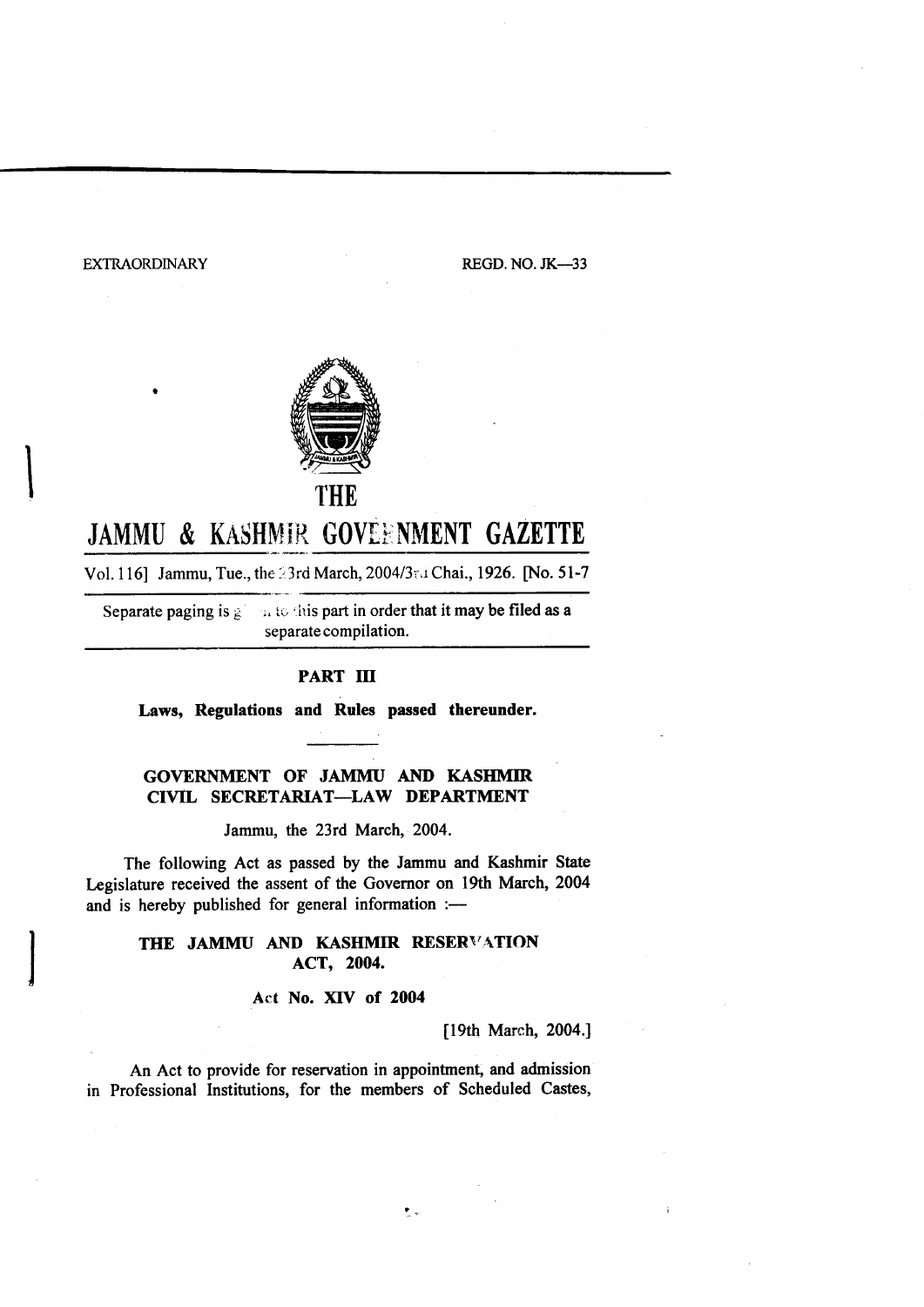EXTRAORDINARY REGD. NO. JK—33

# THE JAMMU & KASHMIR GOVERNMENT GAZETTE

Vol. 116] Jammu, Tue., the 23rd March, 2004/3rd Chai., 1926. [No. 51-7

Separate paging is given to this part in order that it may be filed as a separate compilation.

## PART III

**Laws, Regulations and Rules passed thereunder.**

### GOVERNMENT OF JAMMU AND KASHMIR CIVIL SECRETARIAT—LAW DEPARTMENT

Jammu, the 23rd March, 2004.

The following Act as passed by the Jammu and Kashmir State Legislature received the assent of the Governor on 19th March, 2004 and is hereby published for general information :—

### THE JAMMU AND KASHMIR RESERVATION ACT, 2004.

**Act No. XIV of 2004**

[19th March, 2004.]

An Act to provide for reservation in appointment, and admission in Professional Institutions, for the members of Scheduled Castes,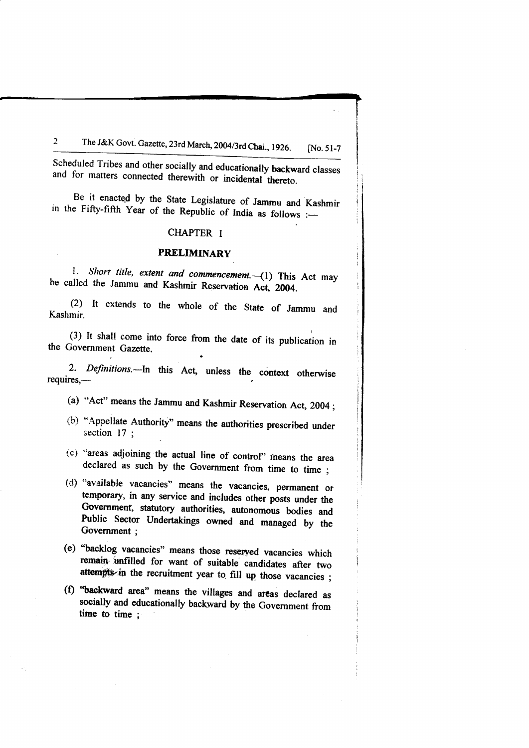Scheduled Tribes and other socially and educationally backward classes and for matters connected therewith or incidental thereto.

Be it enacted by the State Legislature of Jammu and Kashmir in the Fifty-fifth Year of the Republic of India as follows :—

## CHAPTER I

## PRELIMINARY

1. *Short title, extent and commencement.*—(1) This Act may be called the Jammu and Kashmir Reservation Act, 2004.

(2) It extends to the whole of the State of Jammu and Kashmir.

(3) It shall come into force from the date of its publication in the Government Gazette.

2. *Definitions.*—In this Act, unless the context otherwise requires,—

(a) "Act" means the Jammu and Kashmir Reservation Act, 2004 ;

(b) "Appellate Authority" means the authorities prescribed under section 17 ;

(c) "areas adjoining the actual line of control" means the area declared as such by the Government from time to time ;

(d) "available vacancies" means the vacancies, permanent or temporary, in any service and includes other posts under the Government, statutory authorities, autonomous bodies and Public Sector Undertakings owned and managed by the Government ;

(e) "backlog vacancies" means those reserved vacancies which remain unfilled for want of suitable candidates after two attempts in the recruitment year to fill up those vacancies ;

(f) "backward area" means the villages and areas declared as socially and educationally backward by the Government from time to time ;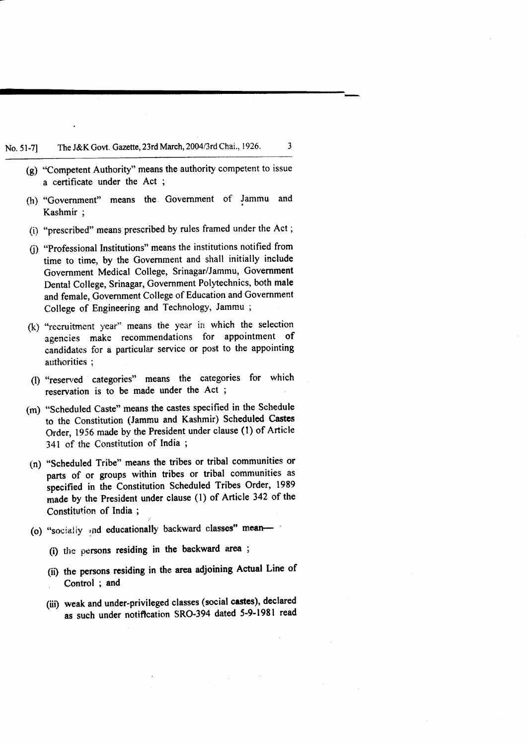(g) "Competent Authority" means the authority competent to issue a certificate under the Act ;

(h) "Government" means the Government of Jammu and Kashmir ;

(i) "prescribed" means prescribed by rules framed under the Act ;

(j) "Professional Institutions" means the institutions notified from time to time, by the Government and shall initially include Government Medical College, Srinagar/Jammu, Government Dental College, Srinagar, Government Polytechnics, both male and female, Government College of Education and Government College of Engineering and Technology, Jammu ;

(k) "recruitment year" means the year in which the selection agencies make recommendations for appointment of candidates for a particular service or post to the appointing authorities ;

(l) "reserved categories" means the categories for which reservation is to be made under the Act ;

(m) "Scheduled Caste" means the castes specified in the Schedule to the Constitution (Jammu and Kashmir) Scheduled Castes Order, 1956 made by the President under clause (1) of Article 341 of the Constitution of India ;

(n) "Scheduled Tribe" means the tribes or tribal communities or parts of or groups within tribes or tribal communities as specified in the Constitution Scheduled Tribes Order, 1989 made by the President under clause (1) of Article 342 of the Constitution of India ;

(o) "socially and educationally backward classes" mean—

(i) the persons residing in the backward area ;

(ii) the persons residing in the area adjoining Actual Line of Control ; and

(iii) weak and under-privileged classes (social castes), declared as such under notification SRO-394 dated 5-9-1981 read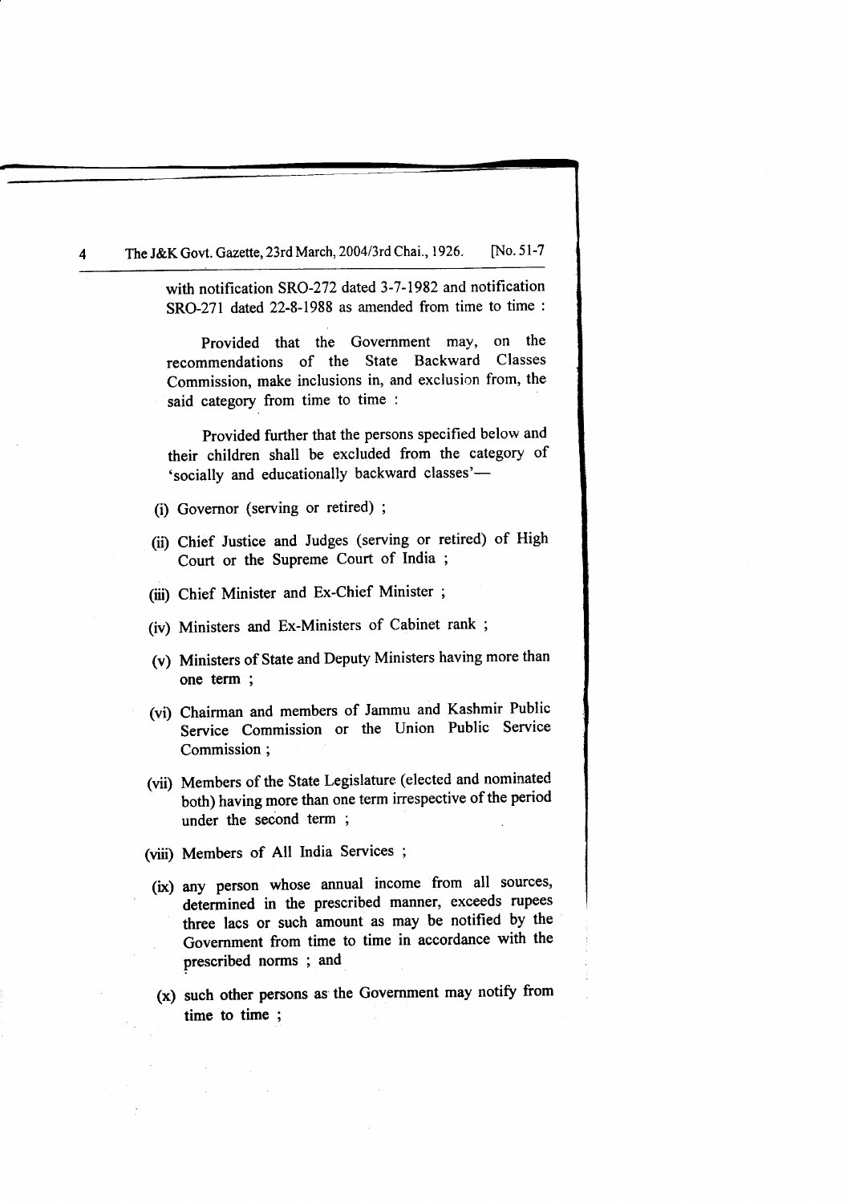with notification SRO-272 dated 3-7-1982 and notification SRO-271 dated 22-8-1988 as amended from time to time :

Provided that the Government may, on the recommendations of the State Backward Classes Commission, make inclusions in, and exclusion from, the said category from time to time :

Provided further that the persons specified below and their children shall be excluded from the category of 'socially and educationally backward classes'—

(i) Governor (serving or retired) ;

(ii) Chief Justice and Judges (serving or retired) of High Court or the Supreme Court of India ;

(iii) Chief Minister and Ex-Chief Minister ;

(iv) Ministers and Ex-Ministers of Cabinet rank ;

(v) Ministers of State and Deputy Ministers having more than one term ;

(vi) Chairman and members of Jammu and Kashmir Public Service Commission or the Union Public Service Commission ;

(vii) Members of the State Legislature (elected and nominated both) having more than one term irrespective of the period under the second term ;

(viii) Members of All India Services ;

(ix) any person whose annual income from all sources, determined in the prescribed manner, exceeds rupees three lacs or such amount as may be notified by the Government from time to time in accordance with the prescribed norms ; and

(x) such other persons as the Government may notify from time to time ;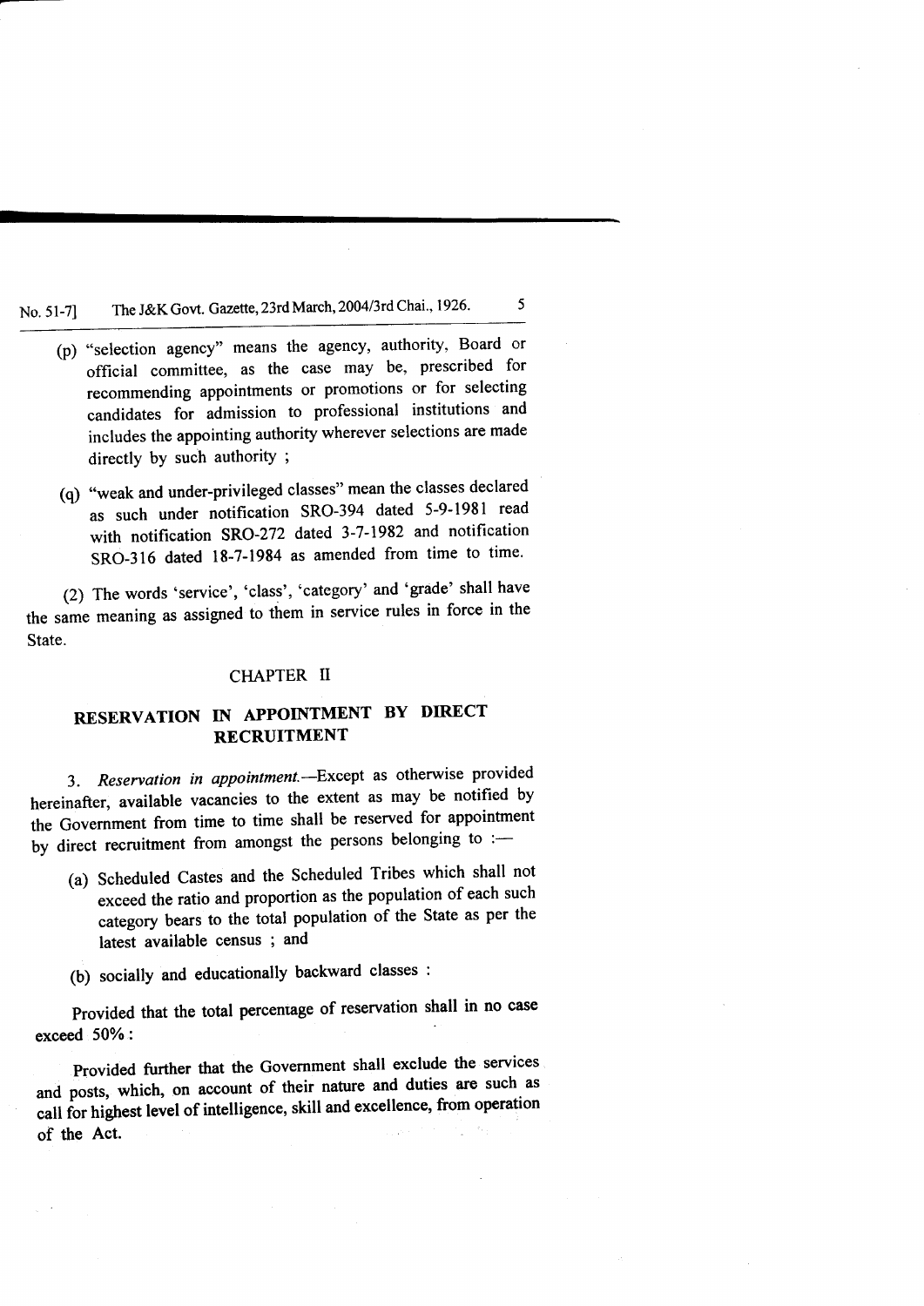(p) "selection agency" means the agency, authority, Board or official committee, as the case may be, prescribed for recommending appointments or promotions or for selecting candidates for admission to professional institutions and includes the appointing authority wherever selections are made directly by such authority ;

(q) "weak and under-privileged classes" mean the classes declared as such under notification SRO-394 dated 5-9-1981 read with notification SRO-272 dated 3-7-1982 and notification SRO-316 dated 18-7-1984 as amended from time to time.

(2) The words 'service', 'class', 'category' and 'grade' shall have the same meaning as assigned to them in service rules in force in the State.

## CHAPTER II

## RESERVATION IN APPOINTMENT BY DIRECT RECRUITMENT

3. *Reservation in appointment.*—Except as otherwise provided hereinafter, available vacancies to the extent as may be notified by the Government from time to time shall be reserved for appointment by direct recruitment from amongst the persons belonging to :—

(a) Scheduled Castes and the Scheduled Tribes which shall not exceed the ratio and proportion as the population of each such category bears to the total population of the State as per the latest available census ; and

(b) socially and educationally backward classes :

Provided that the total percentage of reservation shall in no case exceed 50% :

Provided further that the Government shall exclude the services and posts, which, on account of their nature and duties are such as call for highest level of intelligence, skill and excellence, from operation of the Act.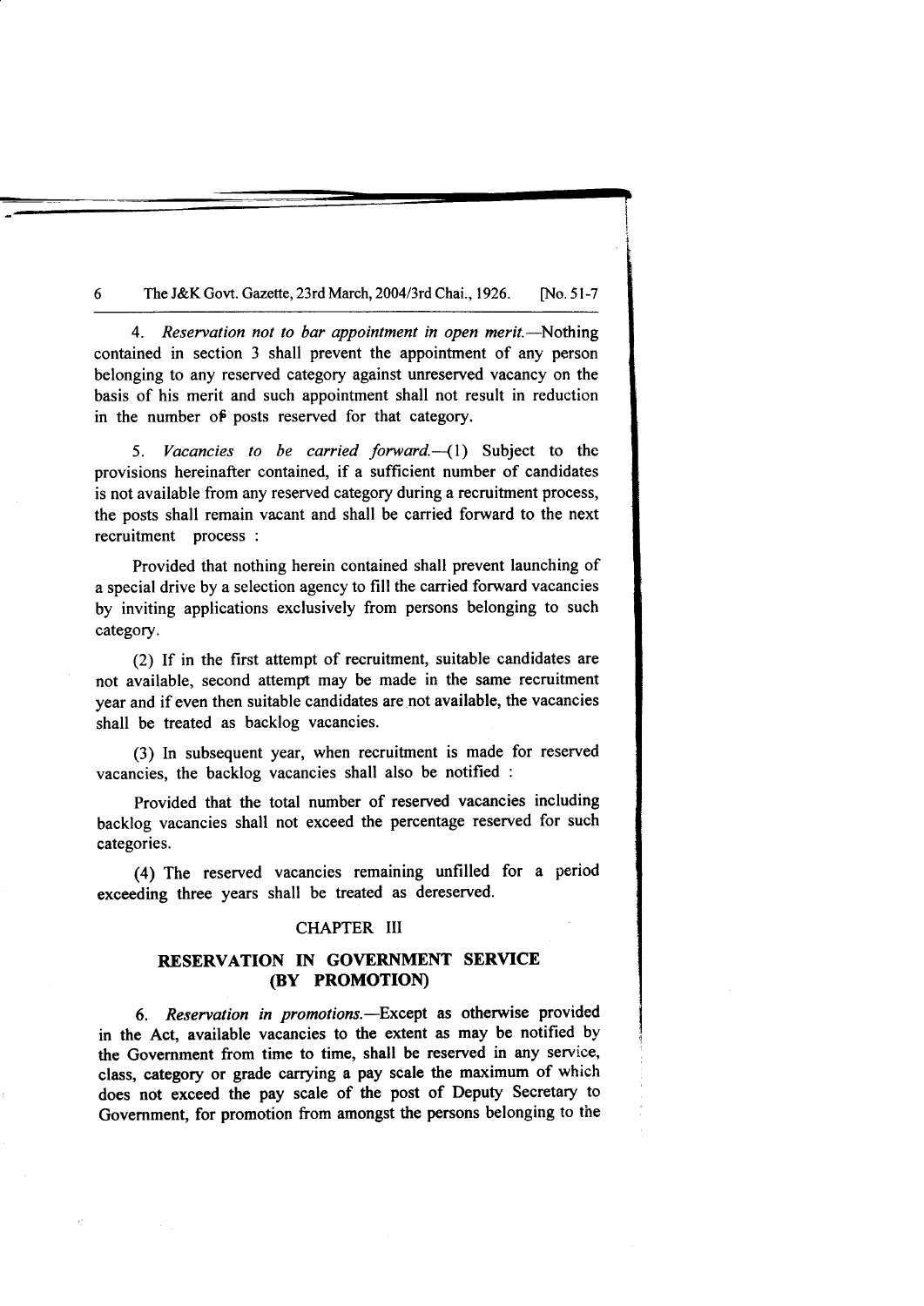4. *Reservation not to bar appointment in open merit.*—Nothing contained in section 3 shall prevent the appointment of any person belonging to any reserved category against unreserved vacancy on the basis of his merit and such appointment shall not result in reduction in the number of posts reserved for that category.

5. *Vacancies to be carried forward.*—(1) Subject to the provisions hereinafter contained, if a sufficient number of candidates is not available from any reserved category during a recruitment process, the posts shall remain vacant and shall be carried forward to the next recruitment process :

Provided that nothing herein contained shall prevent launching of a special drive by a selection agency to fill the carried forward vacancies by inviting applications exclusively from persons belonging to such category.

(2) If in the first attempt of recruitment, suitable candidates are not available, second attempt may be made in the same recruitment year and if even then suitable candidates are not available, the vacancies shall be treated as backlog vacancies.

(3) In subsequent year, when recruitment is made for reserved vacancies, the backlog vacancies shall also be notified :

Provided that the total number of reserved vacancies including backlog vacancies shall not exceed the percentage reserved for such categories.

(4) The reserved vacancies remaining unfilled for a period exceeding three years shall be treated as dereserved.

## CHAPTER III

## RESERVATION IN GOVERNMENT SERVICE (BY PROMOTION)

6. *Reservation in promotions.*—Except as otherwise provided in the Act, available vacancies to the extent as may be notified by the Government from time to time, shall be reserved in any service, class, category or grade carrying a pay scale the maximum of which does not exceed the pay scale of the post of Deputy Secretary to Government, for promotion from amongst the persons belonging to the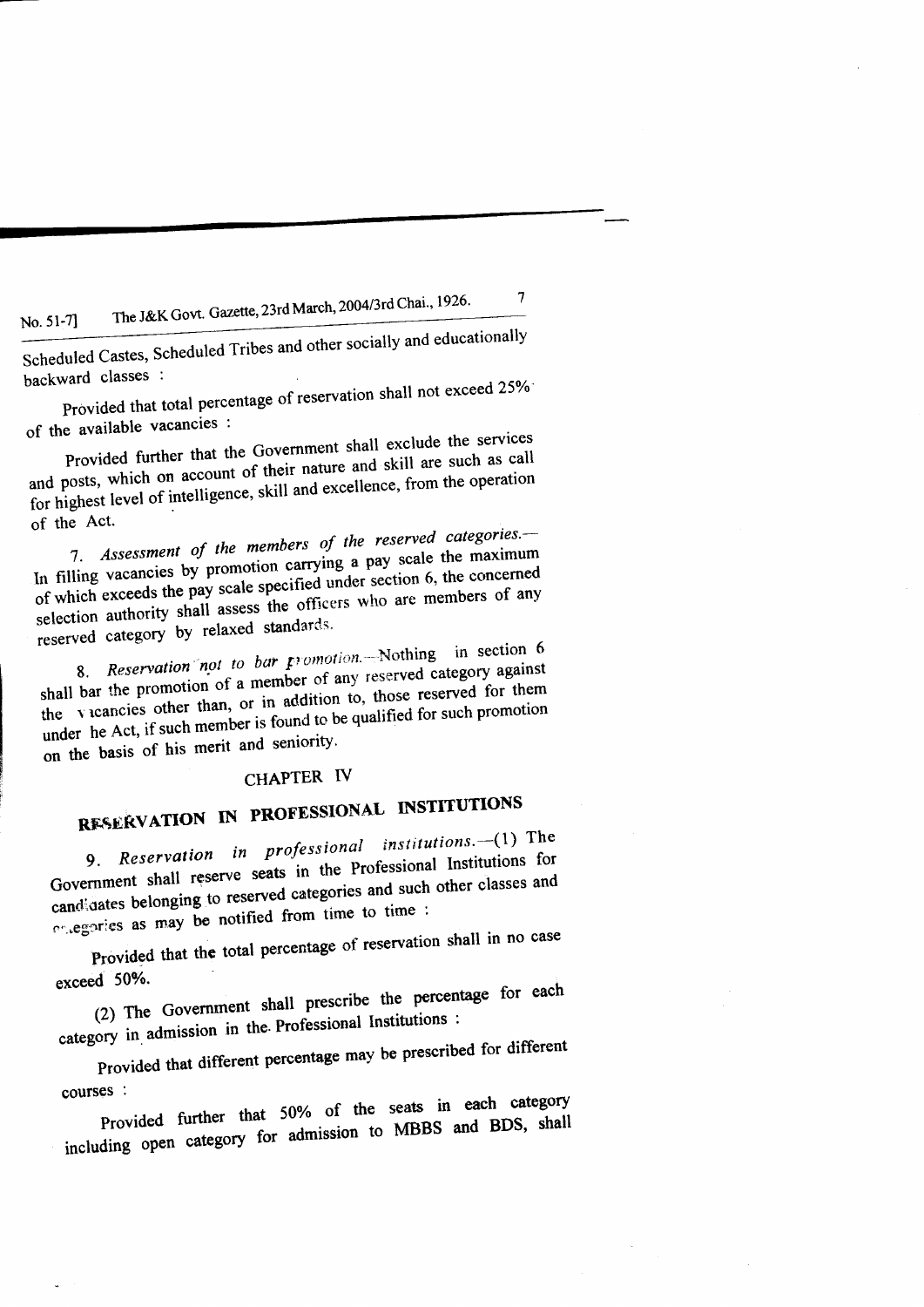Scheduled Castes, Scheduled Tribes and other socially and educationally backward classes :

Provided that total percentage of reservation shall not exceed 25% of the available vacancies :

Provided further that the Government shall exclude the services and posts, which on account of their nature and skill are such as call for highest level of intelligence, skill and excellence, from the operation of the Act.

7. *Assessment of the members of the reserved categories.*—In filling vacancies by promotion carrying a pay scale the maximum of which exceeds the pay scale specified under section 6, the concerned selection authority shall assess the officers who are members of any reserved category by relaxed standards.

8. *Reservation not to bar promotion.*—Nothing in section 6 shall bar the promotion of a member of any reserved category against the vacancies other than, or in addition to, those reserved for them under the Act, if such member is found to be qualified for such promotion on the basis of his merit and seniority.

## CHAPTER IV

## RESERVATION IN PROFESSIONAL INSTITUTIONS

9. *Reservation in professional institutions.*—(1) The Government shall reserve seats in the Professional Institutions for candidates belonging to reserved categories and such other classes and categories as may be notified from time to time :

Provided that the total percentage of reservation shall in no case exceed 50%.

(2) The Government shall prescribe the percentage for each category in admission in the Professional Institutions :

Provided that different percentage may be prescribed for different courses :

Provided further that 50% of the seats in each category including open category for admission to MBBS and BDS, shall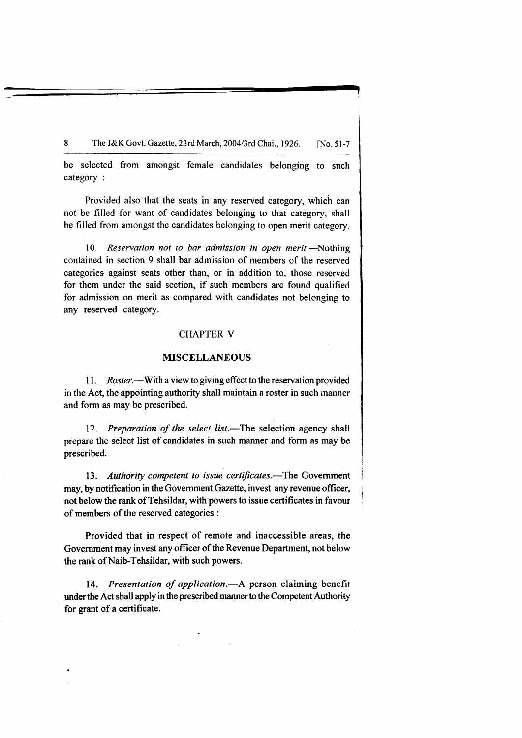be selected from amongst female candidates belonging to such category :

Provided also that the seats in any reserved category, which can not be filled for want of candidates belonging to that category, shall be filled from amongst the candidates belonging to open merit category.

10. *Reservation not to bar admission in open merit.*—Nothing contained in section 9 shall bar admission of members of the reserved categories against seats other than, or in addition to, those reserved for them under the said section, if such members are found qualified for admission on merit as compared with candidates not belonging to any reserved category.

## CHAPTER V

## MISCELLANEOUS

11. *Roster.*—With a view to giving effect to the reservation provided in the Act, the appointing authority shall maintain a roster in such manner and form as may be prescribed.

12. *Preparation of the select list.*—The selection agency shall prepare the select list of candidates in such manner and form as may be prescribed.

13. *Authority competent to issue certificates.*—The Government may, by notification in the Government Gazette, invest any revenue officer, not below the rank of Tehsildar, with powers to issue certificates in favour of members of the reserved categories :

Provided that in respect of remote and inaccessible areas, the Government may invest any officer of the Revenue Department, not below the rank of Naib-Tehsildar, with such powers.

14. *Presentation of application.*—A person claiming benefit under the Act shall apply in the prescribed manner to the Competent Authority for grant of a certificate.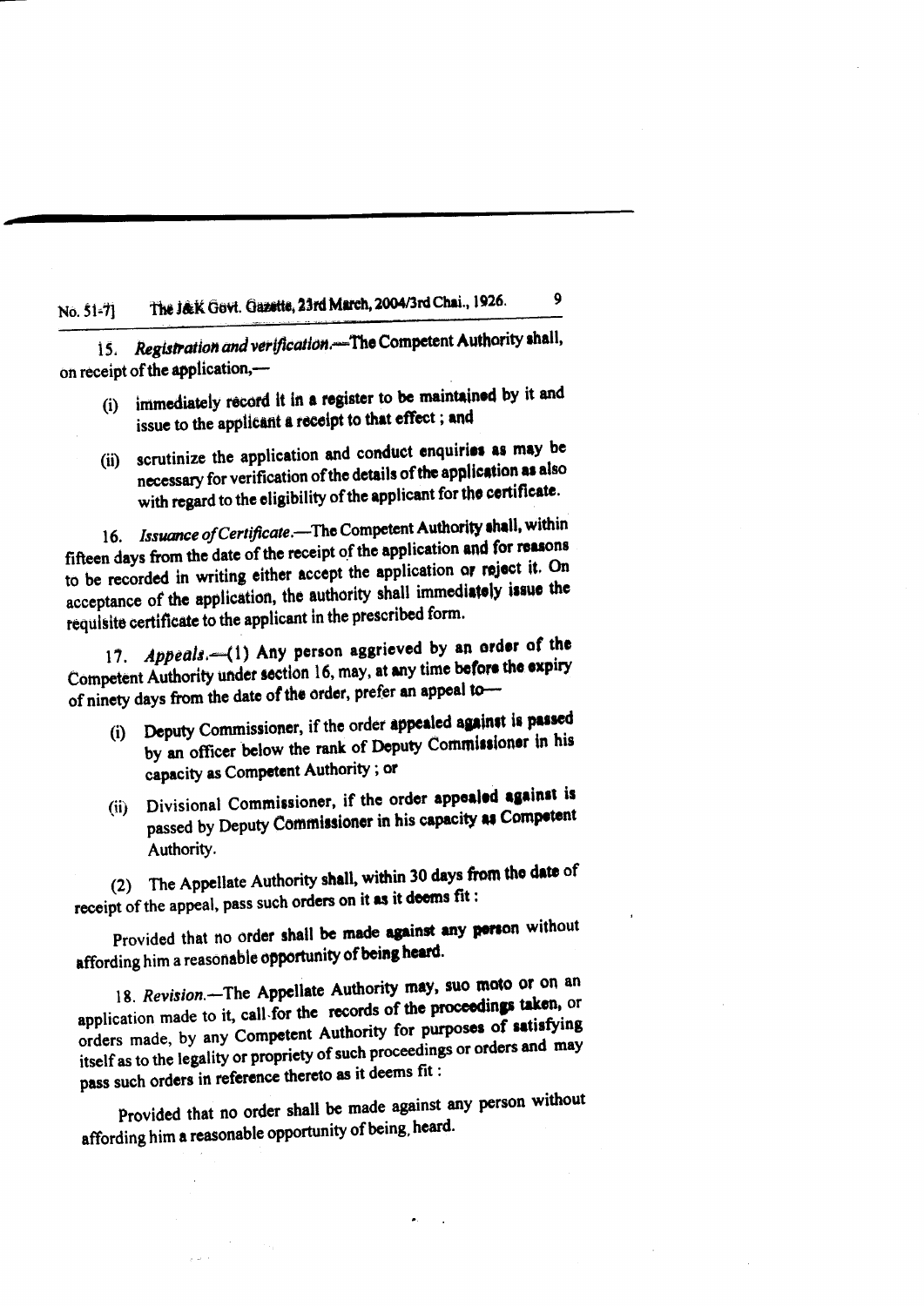15. *Registration and verification*.—The Competent Authority shall, on receipt of the application,—

(i) immediately record it in a register to be maintained by it and issue to the applicant a receipt to that effect ; and

(ii) scrutinize the application and conduct enquiries as may be necessary for verification of the details of the application as also with regard to the eligibility of the applicant for the certificate.

16. *Issuance of Certificate*.—The Competent Authority shall, within fifteen days from the date of the receipt of the application and for reasons to be recorded in writing either accept the application or reject it. On acceptance of the application, the authority shall immediately issue the requisite certificate to the applicant in the prescribed form.

17. *Appeals*.—(1) Any person aggrieved by an order of the Competent Authority under section 16, may, at any time before the expiry of ninety days from the date of the order, prefer an appeal to—

(i) Deputy Commissioner, if the order appealed against is passed by an officer below the rank of Deputy Commissioner in his capacity as Competent Authority ; or

(ii) Divisional Commissioner, if the order appealed against is passed by Deputy Commissioner in his capacity as Competent Authority.

(2) The Appellate Authority shall, within 30 days from the date of receipt of the appeal, pass such orders on it as it deems fit :

Provided that no order shall be made against any person without affording him a reasonable opportunity of being heard.

18. *Revision*.—The Appellate Authority may, suo moto or on an application made to it, call for the records of the proceedings taken, or orders made, by any Competent Authority for purposes of satisfying itself as to the legality or propriety of such proceedings or orders and may pass such orders in reference thereto as it deems fit :

Provided that no order shall be made against any person without affording him a reasonable opportunity of being, heard.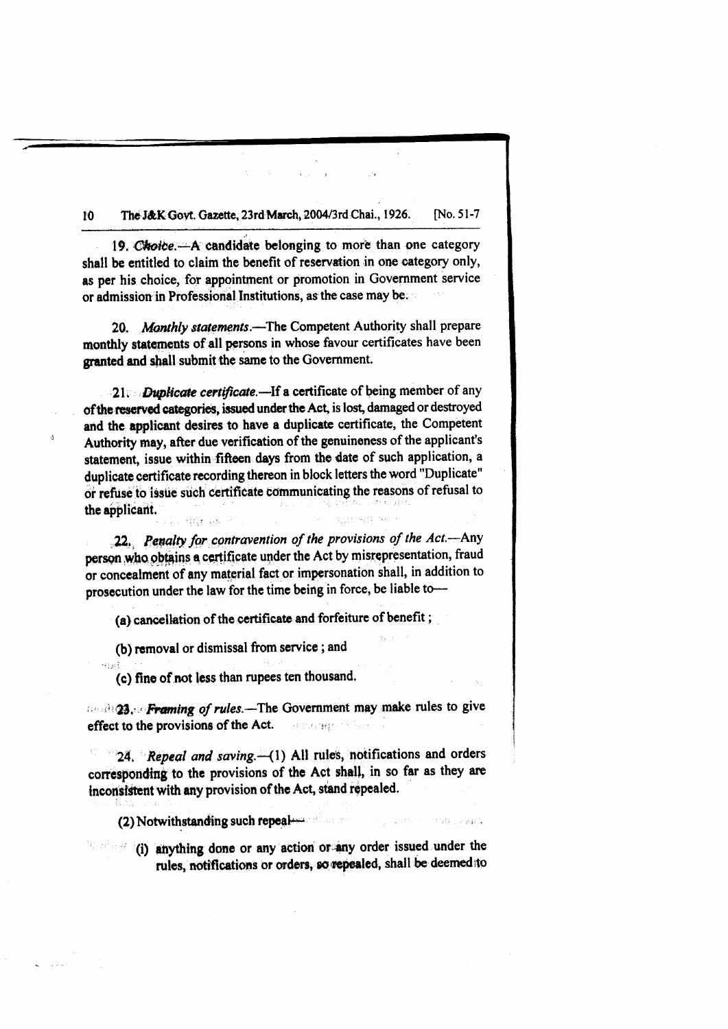19. *Choice*.—A candidate belonging to more than one category shall be entitled to claim the benefit of reservation in one category only, as per his choice, for appointment or promotion in Government service or admission in Professional Institutions, as the case may be.

20. *Monthly statements*.—The Competent Authority shall prepare monthly statements of all persons in whose favour certificates have been granted and shall submit the same to the Government.

21. *Duplicate certificate*.—If a certificate of being member of any of the reserved categories, issued under the Act, is lost, damaged or destroyed and the applicant desires to have a duplicate certificate, the Competent Authority may, after due verification of the genuineness of the applicant's statement, issue within fifteen days from the date of such application, a duplicate certificate recording thereon in block letters the word "Duplicate" or refuse to issue such certificate communicating the reasons of refusal to the applicant.

22. *Penalty for contravention of the provisions of the Act*.—Any person who obtains a certificate under the Act by misrepresentation, fraud or concealment of any material fact or impersonation shall, in addition to prosecution under the law for the time being in force, be liable to—

(a) cancellation of the certificate and forfeiture of benefit ;

(b) removal or dismissal from service ; and

(c) fine of not less than rupees ten thousand.

23. *Framing of rules*.—The Government may make rules to give effect to the provisions of the Act.

24. *Repeal and saving*.—(1) All rules, notifications and orders corresponding to the provisions of the Act shall, in so far as they are inconsistent with any provision of the Act, stand repealed.

(2) Notwithstanding such repeal—

(i) anything done or any action or any order issued under the rules, notifications or orders, so repealed, shall be deemed to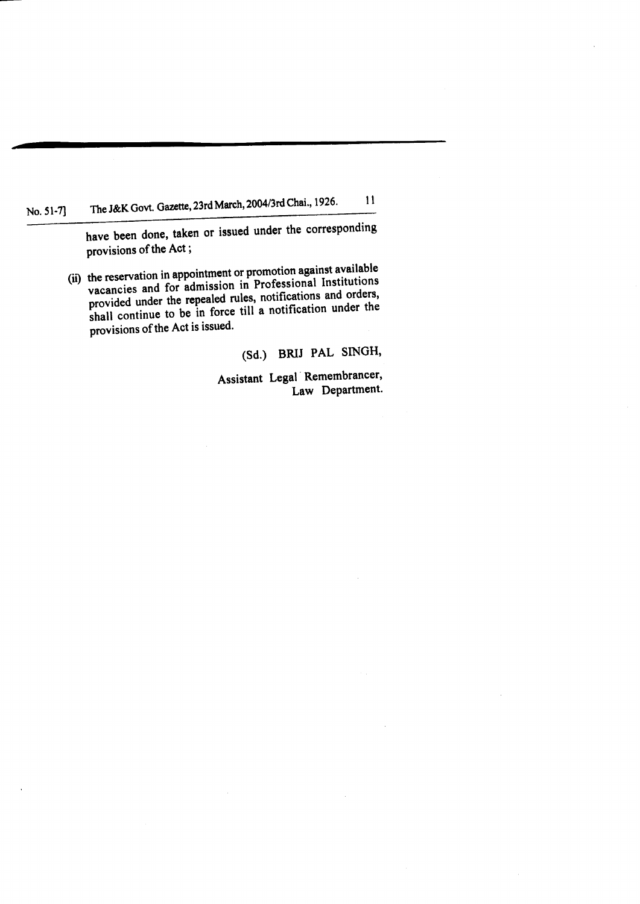have been done, taken or issued under the corresponding provisions of the Act ;

(ii) the reservation in appointment or promotion against available vacancies and for admission in Professional Institutions provided under the repealed rules, notifications and orders, shall continue to be in force till a notification under the provisions of the Act is issued.

(Sd.) BRIJ PAL SINGH,

Assistant Legal Remembrancer,
Law Department.